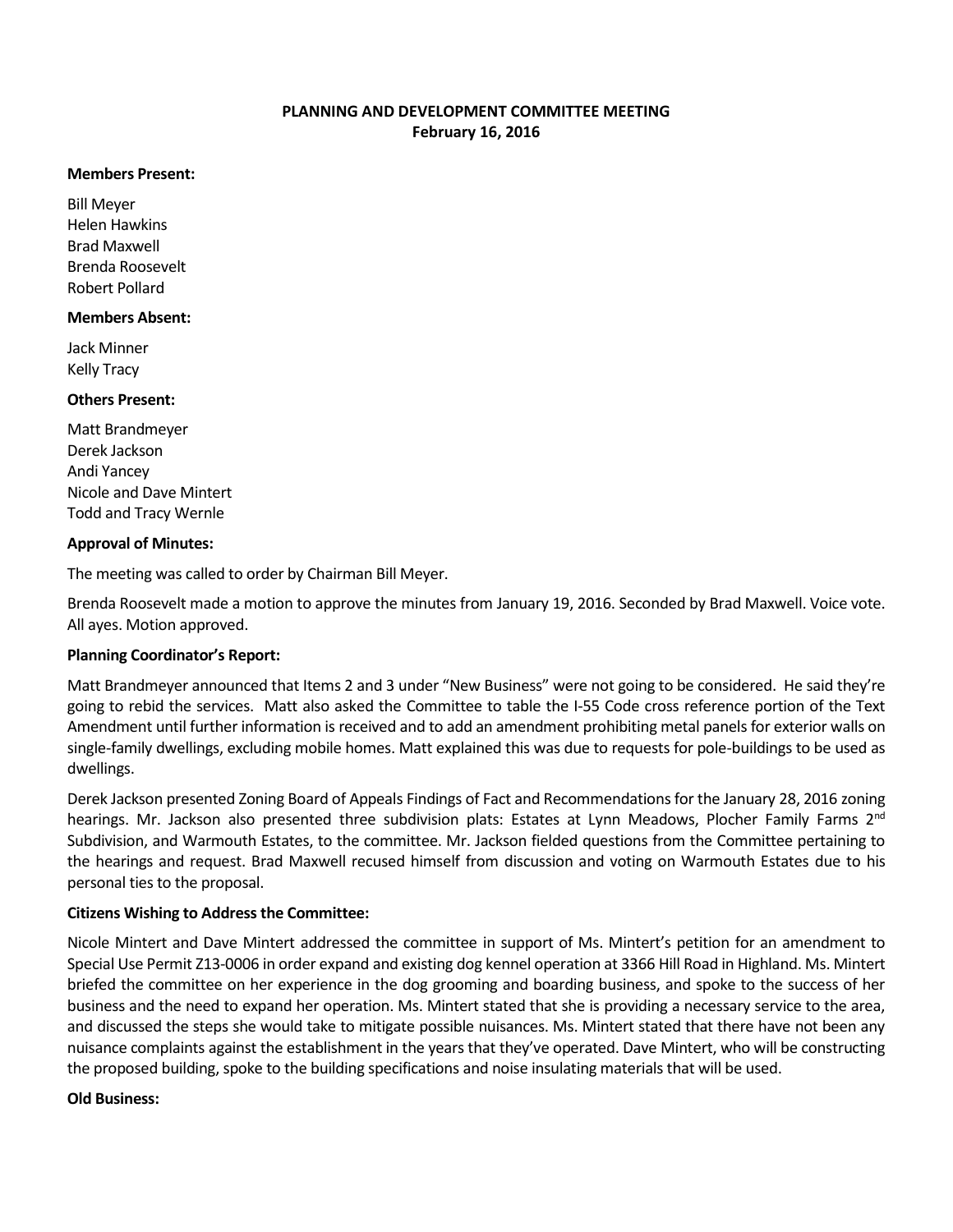# PLANNING AND DEVELOPMENT COMMITTEE MEETING
## February 16, 2016

**Members Present:**

Bill Meyer
Helen Hawkins
Brad Maxwell
Brenda Roosevelt
Robert Pollard

**Members Absent:**

Jack Minner
Kelly Tracy

**Others Present:**

Matt Brandmeyer
Derek Jackson
Andi Yancey
Nicole and Dave Mintert
Todd and Tracy Wernle

**Approval of Minutes:**

The meeting was called to order by Chairman Bill Meyer.

Brenda Roosevelt made a motion to approve the minutes from January 19, 2016. Seconded by Brad Maxwell. Voice vote. All ayes. Motion approved.

**Planning Coordinator's Report:**

Matt Brandmeyer announced that Items 2 and 3 under "New Business" were not going to be considered. He said they're going to rebid the services. Matt also asked the Committee to table the I-55 Code cross reference portion of the Text Amendment until further information is received and to add an amendment prohibiting metal panels for exterior walls on single-family dwellings, excluding mobile homes. Matt explained this was due to requests for pole-buildings to be used as dwellings.

Derek Jackson presented Zoning Board of Appeals Findings of Fact and Recommendations for the January 28, 2016 zoning hearings. Mr. Jackson also presented three subdivision plats: Estates at Lynn Meadows, Plocher Family Farms 2nd Subdivision, and Warmouth Estates, to the committee. Mr. Jackson fielded questions from the Committee pertaining to the hearings and request. Brad Maxwell recused himself from discussion and voting on Warmouth Estates due to his personal ties to the proposal.

**Citizens Wishing to Address the Committee:**

Nicole Mintert and Dave Mintert addressed the committee in support of Ms. Mintert's petition for an amendment to Special Use Permit Z13-0006 in order expand and existing dog kennel operation at 3366 Hill Road in Highland. Ms. Mintert briefed the committee on her experience in the dog grooming and boarding business, and spoke to the success of her business and the need to expand her operation. Ms. Mintert stated that she is providing a necessary service to the area, and discussed the steps she would take to mitigate possible nuisances. Ms. Mintert stated that there have not been any nuisance complaints against the establishment in the years that they've operated. Dave Mintert, who will be constructing the proposed building, spoke to the building specifications and noise insulating materials that will be used.

**Old Business:**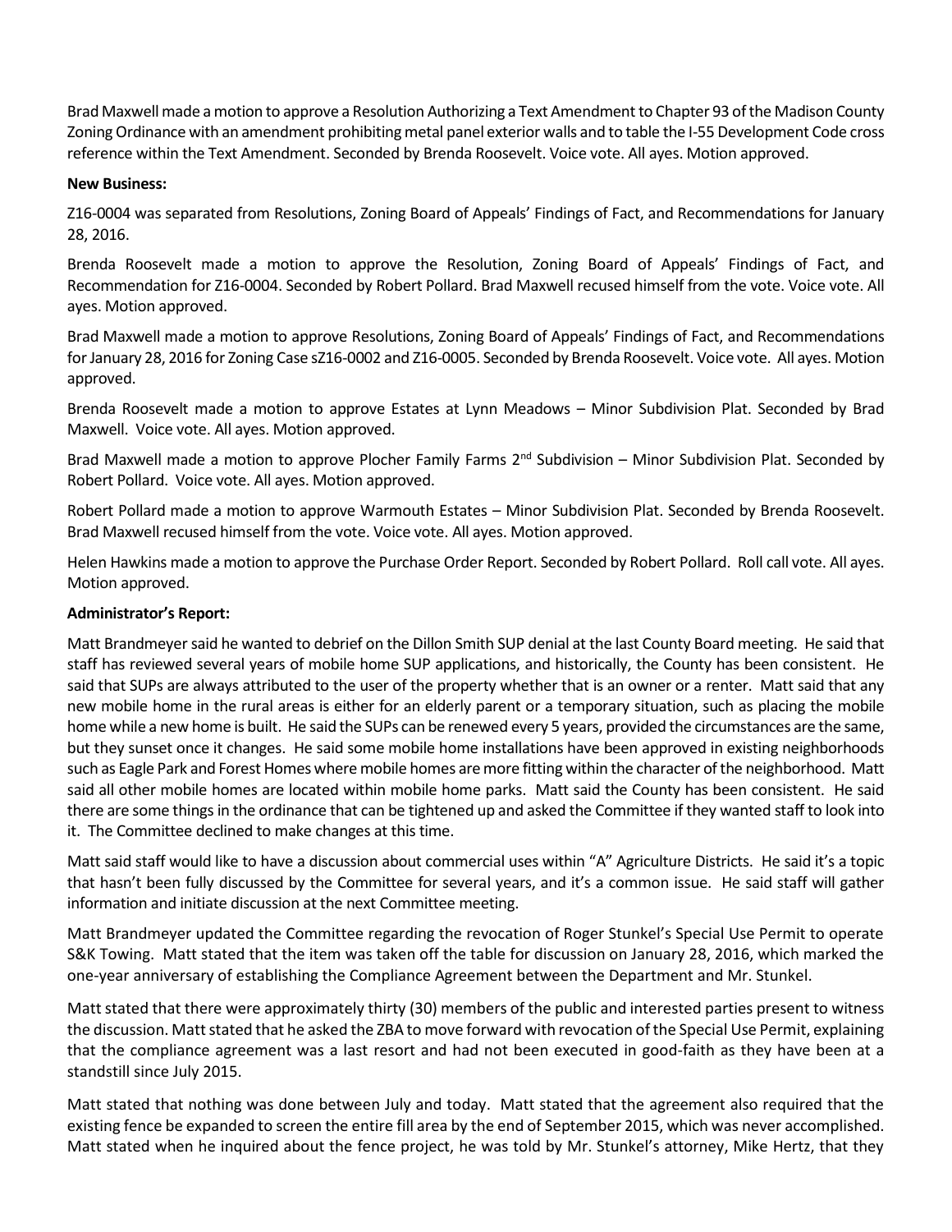Brad Maxwell made a motion to approve a Resolution Authorizing a Text Amendment to Chapter 93 of the Madison County Zoning Ordinance with an amendment prohibiting metal panel exterior walls and to table the I-55 Development Code cross reference within the Text Amendment. Seconded by Brenda Roosevelt. Voice vote. All ayes. Motion approved.

**New Business:**

Z16-0004 was separated from Resolutions, Zoning Board of Appeals' Findings of Fact, and Recommendations for January 28, 2016.

Brenda Roosevelt made a motion to approve the Resolution, Zoning Board of Appeals' Findings of Fact, and Recommendation for Z16-0004. Seconded by Robert Pollard. Brad Maxwell recused himself from the vote. Voice vote. All ayes. Motion approved.

Brad Maxwell made a motion to approve Resolutions, Zoning Board of Appeals' Findings of Fact, and Recommendations for January 28, 2016 for Zoning Case sZ16-0002 and Z16-0005. Seconded by Brenda Roosevelt. Voice vote. All ayes. Motion approved.

Brenda Roosevelt made a motion to approve Estates at Lynn Meadows – Minor Subdivision Plat. Seconded by Brad Maxwell. Voice vote. All ayes. Motion approved.

Brad Maxwell made a motion to approve Plocher Family Farms 2nd Subdivision – Minor Subdivision Plat. Seconded by Robert Pollard. Voice vote. All ayes. Motion approved.

Robert Pollard made a motion to approve Warmouth Estates – Minor Subdivision Plat. Seconded by Brenda Roosevelt. Brad Maxwell recused himself from the vote. Voice vote. All ayes. Motion approved.

Helen Hawkins made a motion to approve the Purchase Order Report. Seconded by Robert Pollard. Roll call vote. All ayes. Motion approved.

**Administrator's Report:**

Matt Brandmeyer said he wanted to debrief on the Dillon Smith SUP denial at the last County Board meeting. He said that staff has reviewed several years of mobile home SUP applications, and historically, the County has been consistent. He said that SUPs are always attributed to the user of the property whether that is an owner or a renter. Matt said that any new mobile home in the rural areas is either for an elderly parent or a temporary situation, such as placing the mobile home while a new home is built. He said the SUPs can be renewed every 5 years, provided the circumstances are the same, but they sunset once it changes. He said some mobile home installations have been approved in existing neighborhoods such as Eagle Park and Forest Homes where mobile homes are more fitting within the character of the neighborhood. Matt said all other mobile homes are located within mobile home parks. Matt said the County has been consistent. He said there are some things in the ordinance that can be tightened up and asked the Committee if they wanted staff to look into it. The Committee declined to make changes at this time.

Matt said staff would like to have a discussion about commercial uses within "A" Agriculture Districts. He said it's a topic that hasn't been fully discussed by the Committee for several years, and it's a common issue. He said staff will gather information and initiate discussion at the next Committee meeting.

Matt Brandmeyer updated the Committee regarding the revocation of Roger Stunkel's Special Use Permit to operate S&K Towing. Matt stated that the item was taken off the table for discussion on January 28, 2016, which marked the one-year anniversary of establishing the Compliance Agreement between the Department and Mr. Stunkel.

Matt stated that there were approximately thirty (30) members of the public and interested parties present to witness the discussion. Matt stated that he asked the ZBA to move forward with revocation of the Special Use Permit, explaining that the compliance agreement was a last resort and had not been executed in good-faith as they have been at a standstill since July 2015.

Matt stated that nothing was done between July and today. Matt stated that the agreement also required that the existing fence be expanded to screen the entire fill area by the end of September 2015, which was never accomplished. Matt stated when he inquired about the fence project, he was told by Mr. Stunkel's attorney, Mike Hertz, that they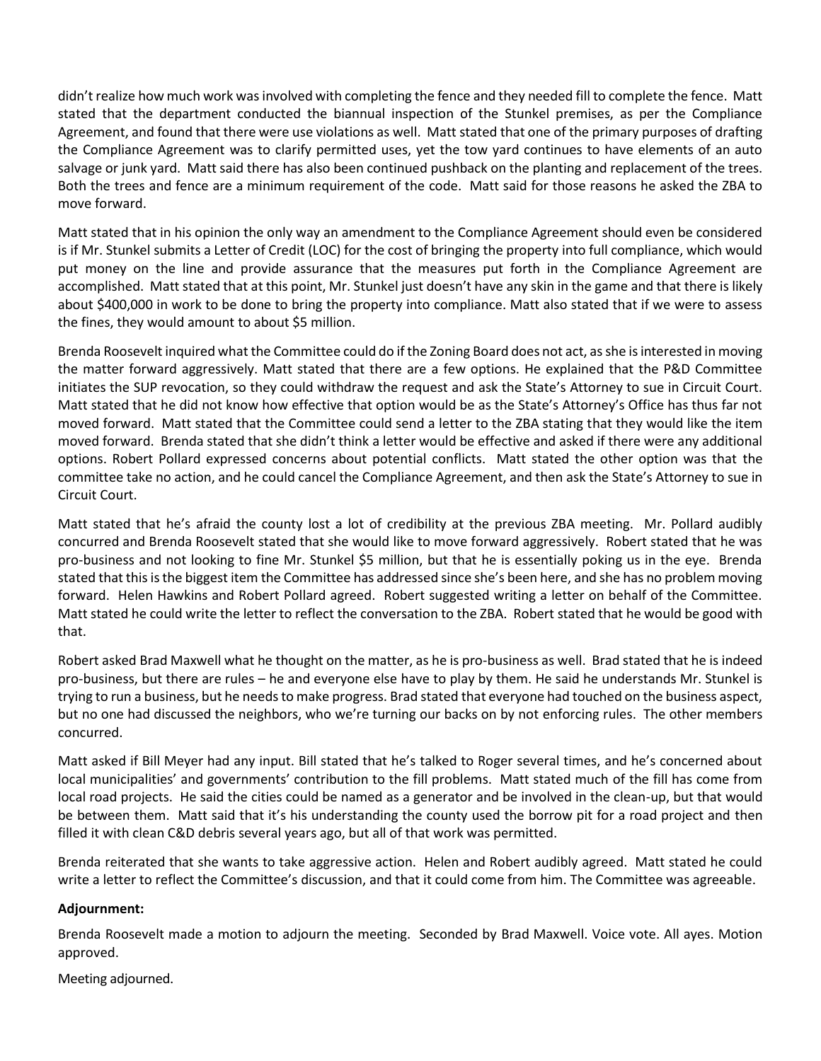didn't realize how much work was involved with completing the fence and they needed fill to complete the fence. Matt stated that the department conducted the biannual inspection of the Stunkel premises, as per the Compliance Agreement, and found that there were use violations as well. Matt stated that one of the primary purposes of drafting the Compliance Agreement was to clarify permitted uses, yet the tow yard continues to have elements of an auto salvage or junk yard. Matt said there has also been continued pushback on the planting and replacement of the trees. Both the trees and fence are a minimum requirement of the code. Matt said for those reasons he asked the ZBA to move forward.

Matt stated that in his opinion the only way an amendment to the Compliance Agreement should even be considered is if Mr. Stunkel submits a Letter of Credit (LOC) for the cost of bringing the property into full compliance, which would put money on the line and provide assurance that the measures put forth in the Compliance Agreement are accomplished. Matt stated that at this point, Mr. Stunkel just doesn't have any skin in the game and that there is likely about $400,000 in work to be done to bring the property into compliance. Matt also stated that if we were to assess the fines, they would amount to about $5 million.

Brenda Roosevelt inquired what the Committee could do if the Zoning Board does not act, as she is interested in moving the matter forward aggressively. Matt stated that there are a few options. He explained that the P&D Committee initiates the SUP revocation, so they could withdraw the request and ask the State's Attorney to sue in Circuit Court. Matt stated that he did not know how effective that option would be as the State's Attorney's Office has thus far not moved forward. Matt stated that the Committee could send a letter to the ZBA stating that they would like the item moved forward. Brenda stated that she didn't think a letter would be effective and asked if there were any additional options. Robert Pollard expressed concerns about potential conflicts. Matt stated the other option was that the committee take no action, and he could cancel the Compliance Agreement, and then ask the State's Attorney to sue in Circuit Court.

Matt stated that he's afraid the county lost a lot of credibility at the previous ZBA meeting. Mr. Pollard audibly concurred and Brenda Roosevelt stated that she would like to move forward aggressively. Robert stated that he was pro-business and not looking to fine Mr. Stunkel $5 million, but that he is essentially poking us in the eye. Brenda stated that this is the biggest item the Committee has addressed since she's been here, and she has no problem moving forward. Helen Hawkins and Robert Pollard agreed. Robert suggested writing a letter on behalf of the Committee. Matt stated he could write the letter to reflect the conversation to the ZBA. Robert stated that he would be good with that.

Robert asked Brad Maxwell what he thought on the matter, as he is pro-business as well. Brad stated that he is indeed pro-business, but there are rules – he and everyone else have to play by them. He said he understands Mr. Stunkel is trying to run a business, but he needs to make progress. Brad stated that everyone had touched on the business aspect, but no one had discussed the neighbors, who we're turning our backs on by not enforcing rules. The other members concurred.

Matt asked if Bill Meyer had any input. Bill stated that he's talked to Roger several times, and he's concerned about local municipalities' and governments' contribution to the fill problems. Matt stated much of the fill has come from local road projects. He said the cities could be named as a generator and be involved in the clean-up, but that would be between them. Matt said that it's his understanding the county used the borrow pit for a road project and then filled it with clean C&D debris several years ago, but all of that work was permitted.

Brenda reiterated that she wants to take aggressive action. Helen and Robert audibly agreed. Matt stated he could write a letter to reflect the Committee's discussion, and that it could come from him. The Committee was agreeable.

**Adjournment:**

Brenda Roosevelt made a motion to adjourn the meeting. Seconded by Brad Maxwell. Voice vote. All ayes. Motion approved.

Meeting adjourned.